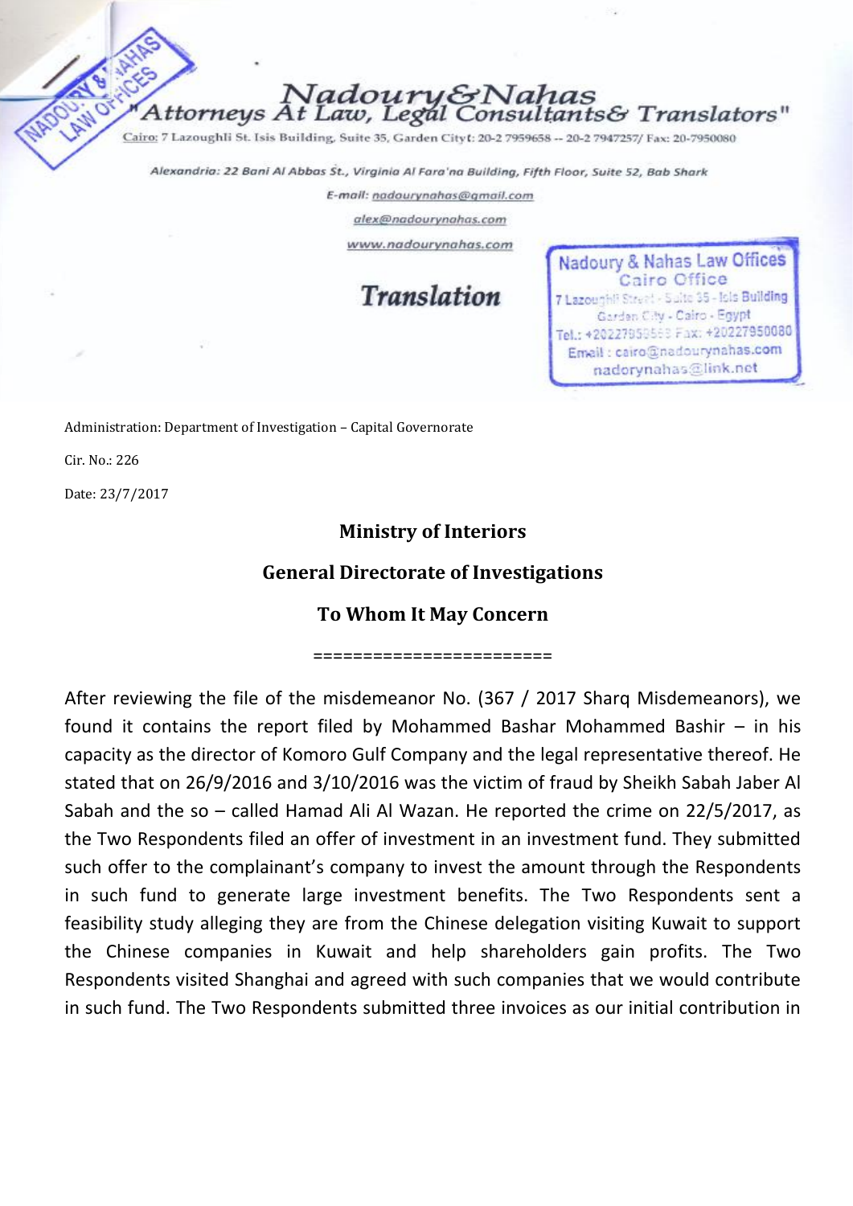# Nadoury&Nahas

"Attorneys At Law, Legal Consultants& Translators"

Cairo: 7 Lazoughli St. Isis Building, Suite 35, Garden City t: 20-2 7959658 -- 20-2 7947257/ Fax: 20-7950080

Alexandria: 22 Bani Al Abbas St., Virginia Al Fara'na Building, Fifth Floor, Suite 52, Bab Shark

E-mail: nadourynahas@gmail.com

alex@nadourynahas.com

www.nadourynahas.com

NADOURY & NAHAS LAW OFFICES

Nadoury & Nahas Law Offices
Cairo Office
7 Lazoughli Street - Suite 35 - Isis Building
Garden City - Cairo - Egypt
Tel.: +20227959658 Fax: +20227950080
Email : cairo@nadourynahas.com
nadorynahas@link.net

## Translation

Administration: Department of Investigation – Capital Governorate

Cir. No.: 226

Date: 23/7/2017

**Ministry of Interiors**

**General Directorate of Investigations**

**To Whom It May Concern**

========================

After reviewing the file of the misdemeanor No. (367 / 2017 Sharq Misdemeanors), we found it contains the report filed by Mohammed Bashar Mohammed Bashir – in his capacity as the director of Komoro Gulf Company and the legal representative thereof. He stated that on 26/9/2016 and 3/10/2016 was the victim of fraud by Sheikh Sabah Jaber Al Sabah and the so – called Hamad Ali Al Wazan. He reported the crime on 22/5/2017, as the Two Respondents filed an offer of investment in an investment fund. They submitted such offer to the complainant's company to invest the amount through the Respondents in such fund to generate large investment benefits. The Two Respondents sent a feasibility study alleging they are from the Chinese delegation visiting Kuwait to support the Chinese companies in Kuwait and help shareholders gain profits. The Two Respondents visited Shanghai and agreed with such companies that we would contribute in such fund. The Two Respondents submitted three invoices as our initial contribution in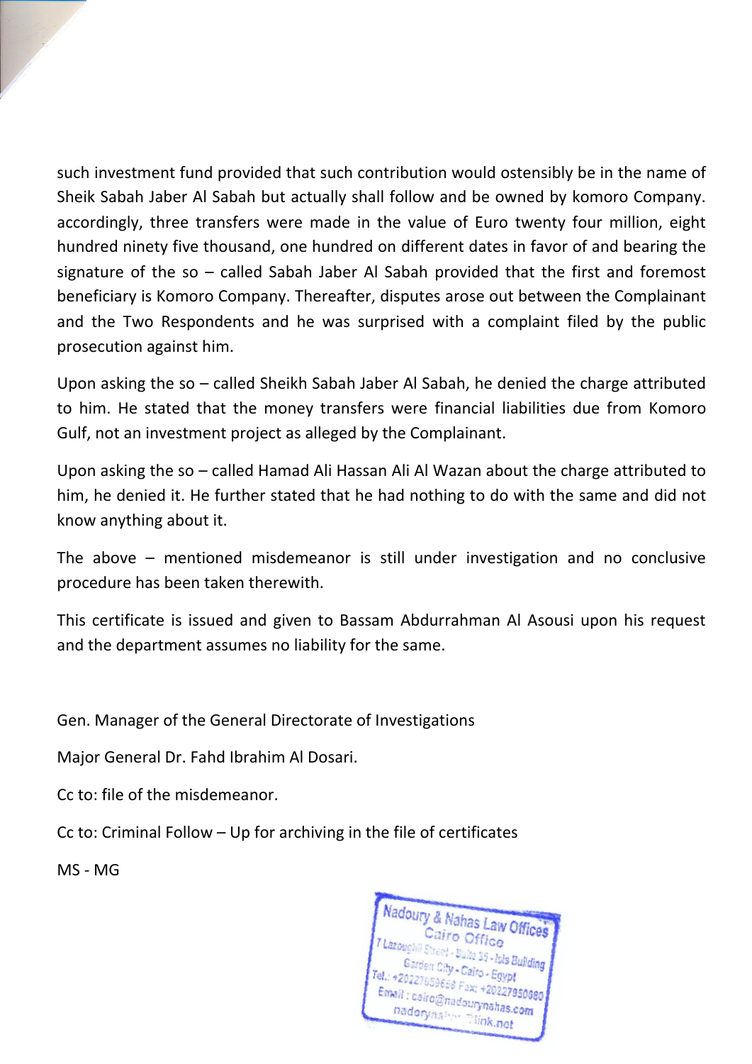such investment fund provided that such contribution would ostensibly be in the name of Sheik Sabah Jaber Al Sabah but actually shall follow and be owned by komoro Company. accordingly, three transfers were made in the value of Euro twenty four million, eight hundred ninety five thousand, one hundred on different dates in favor of and bearing the signature of the so – called Sabah Jaber Al Sabah provided that the first and foremost beneficiary is Komoro Company. Thereafter, disputes arose out between the Complainant and the Two Respondents and he was surprised with a complaint filed by the public prosecution against him.

Upon asking the so – called Sheikh Sabah Jaber Al Sabah, he denied the charge attributed to him. He stated that the money transfers were financial liabilities due from Komoro Gulf, not an investment project as alleged by the Complainant.

Upon asking the so – called Hamad Ali Hassan Ali Al Wazan about the charge attributed to him, he denied it. He further stated that he had nothing to do with the same and did not know anything about it.

The above – mentioned misdemeanor is still under investigation and no conclusive procedure has been taken therewith.

This certificate is issued and given to Bassam Abdurrahman Al Asousi upon his request and the department assumes no liability for the same.

Gen. Manager of the General Directorate of Investigations

Major General Dr. Fahd Ibrahim Al Dosari.

Cc to: file of the misdemeanor.

Cc to: Criminal Follow – Up for archiving in the file of certificates

MS - MG

Nadoury & Nahas Law Offices
Cairo Office
7 Lazoughli Street - Suite 55 - Isis Building
Garden City - Cairo - Egypt
Tel.: +20227959628 Fax: +20227950080
Email : cairo@nadourynahas.com
nadorynahas@link.net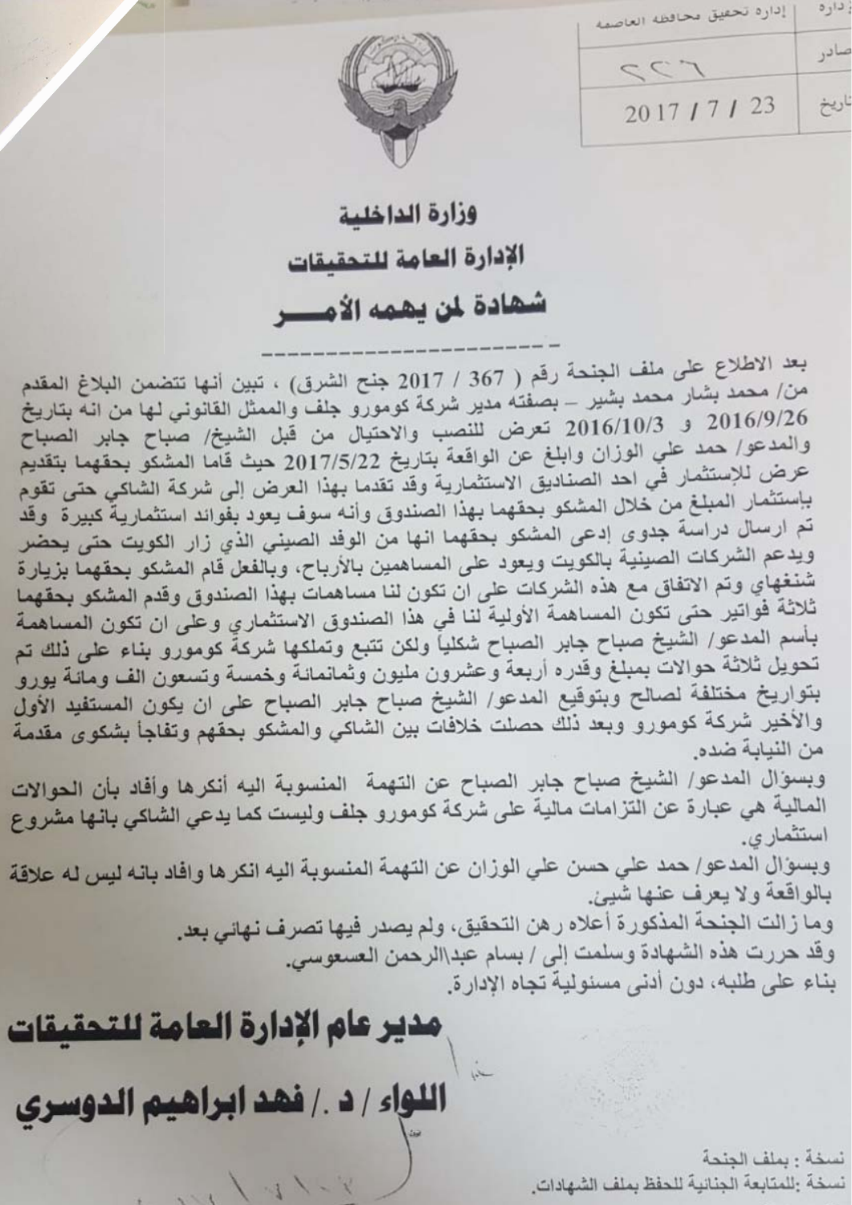| | |
|---|---|
| إدارة | إدارة تحقيق محافظة العاصمة |
| صادر | ٢٢٦ |
| تاريخ | 2017 / 7 / 23 |

# وزارة الداخلية

## الإدارة العامة للتحقيقات

## شهادة لمن يهمه الأمـــر

---

بعد الاطلاع على ملف الجنحة رقم ( 367 / 2017 جنح الشرق) ، تبين أنها تتضمن البلاغ المقدم من/ محمد بشار محمد بشير – بصفته مدير شركة كومورو جلف والممثل القانوني لها من انه بتاريخ 2016/9/26 و 2016/10/3 تعرض للنصب والاحتيال من قبل الشيخ/ صباح جابر الصباح والمدعو/ حمد علي الوزان وابلغ عن الواقعة بتاريخ 2017/5/22 حيث قاما المشكو بحقهما بتقديم عرض للإستثمار في احد الصناديق الاستثمارية وقد تقدما بهذا العرض إلى شركة الشاكي حتى تقوم بإستثمار المبلغ من خلال المشكو بحقهما بهذا الصندوق وأنه سوف يعود بفوائد استثمارية كبيرة وقد تم ارسال دراسة جدوى إدعى المشكو بحقهما انها من الوفد الصيني الذي زار الكويت حتى يحضر ويدعم الشركات الصينية بالكويت ويعود على المساهمين بالأرباح، وبالفعل قام المشكو بحقهما بزيارة شنغهاي وتم الاتفاق مع هذه الشركات على ان تكون لنا مساهمات بهذا الصندوق وقدم المشكو بحقهما ثلاثة فواتير حتى تكون المساهمة الأولية لنا في هذا الصندوق الاستثماري وعلى ان تكون المساهمة بأسم المدعو/ الشيخ صباح جابر الصباح شكلياً ولكن تتبع وتملكها شركة كومورو بناء على ذلك تم تحويل ثلاثة حوالات بمبلغ وقدره أربعة وعشرون مليون وثمانمائة وخمسة وتسعون الف ومائة يورو بتواريخ مختلفة لصالح وبتوقيع المدعو/ الشيخ صباح جابر الصباح على ان يكون المستفيد الأول والأخير شركة كومورو وبعد ذلك حصلت خلافات بين الشاكي والمشكو بحقهم وتفاجأ بشكوى مقدمة من النيابة ضده.

وبسؤال المدعو/ الشيخ صباح جابر الصباح عن التهمة المنسوبة اليه أنكرها وأفاد بأن الحوالات المالية هي عبارة عن التزامات مالية على شركة كومورو جلف وليست كما يدعي الشاكي بانها مشروع استثماري.

وبسؤال المدعو/ حمد علي حسن علي الوزان عن التهمة المنسوبة اليه انكرها وافاد بانه ليس له علاقة بالواقعة ولا يعرف عنها شيئ.

وما زالت الجنحة المذكورة أعلاه رهن التحقيق، ولم يصدر فيها تصرف نهائي بعد.

وقد حررت هذه الشهادة وسلمت إلى / بسام عبدالرحمن العسعوسي.

بناء على طلبه، دون أدنى مسئولية تجاه الإدارة.

**مدير عام الإدارة العامة للتحقيقات**

**اللواء / د . / فهد ابراهيم الدوسري**

نسخة : بملف الجنحة

نسخة :للمتابعة الجنائية للحفظ بملف الشهادات.